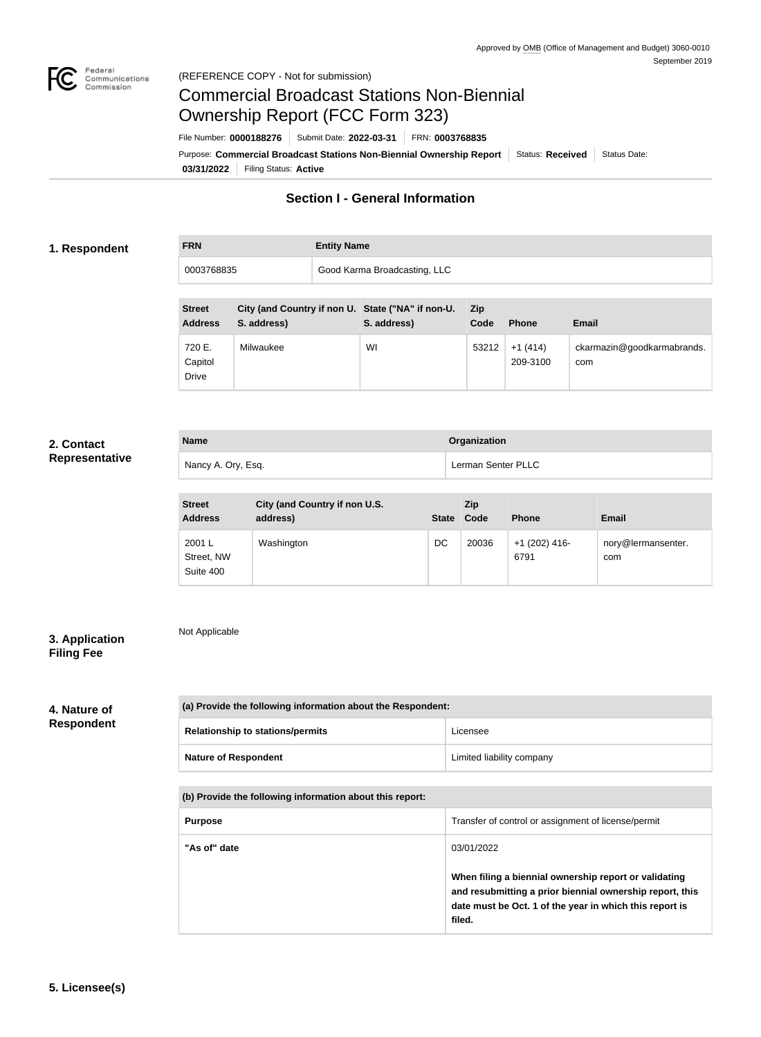Approved by OMB (Office of Management and Budget) 3060-0010
September 2019

(REFERENCE COPY - Not for submission)

# Commercial Broadcast Stations Non-Biennial Ownership Report (FCC Form 323)

File Number: **0000188276** | Submit Date: **2022-03-31** | FRN: **0003768835**

Purpose: **Commercial Broadcast Stations Non-Biennial Ownership Report** | Status: **Received** | Status Date: **03/31/2022** | Filing Status: **Active**

## Section I - General Information

### 1. Respondent

| FRN | Entity Name |
|---|---|
| 0003768835 | Good Karma Broadcasting, LLC |

| Street Address | City (and Country if non U. S. address) | State ("NA" if non-U. S. address) | Zip Code | Phone | Email |
|---|---|---|---|---|---|
| 720 E. Capitol Drive | Milwaukee | WI | 53212 | +1 (414) 209-3100 | ckarmazin@goodkarmabrands.com |

### 2. Contact Representative

| Name | Organization |
|---|---|
| Nancy A. Ory, Esq. | Lerman Senter PLLC |

| Street Address | City (and Country if non U.S. address) | State | Zip Code | Phone | Email |
|---|---|---|---|---|---|
| 2001 L Street, NW Suite 400 | Washington | DC | 20036 | +1 (202) 416-6791 | nory@lermansenter.com |

### 3. Application Filing Fee

Not Applicable

### 4. Nature of Respondent

| (a) Provide the following information about the Respondent: | |
|---|---|
| Relationship to stations/permits | Licensee |
| Nature of Respondent | Limited liability company |

| (b) Provide the following information about this report: | |
|---|---|
| Purpose | Transfer of control or assignment of license/permit |
| "As of" date | 03/01/2022<br>**When filing a biennial ownership report or validating and resubmitting a prior biennial ownership report, this date must be Oct. 1 of the year in which this report is filed.** |

### 5. Licensee(s)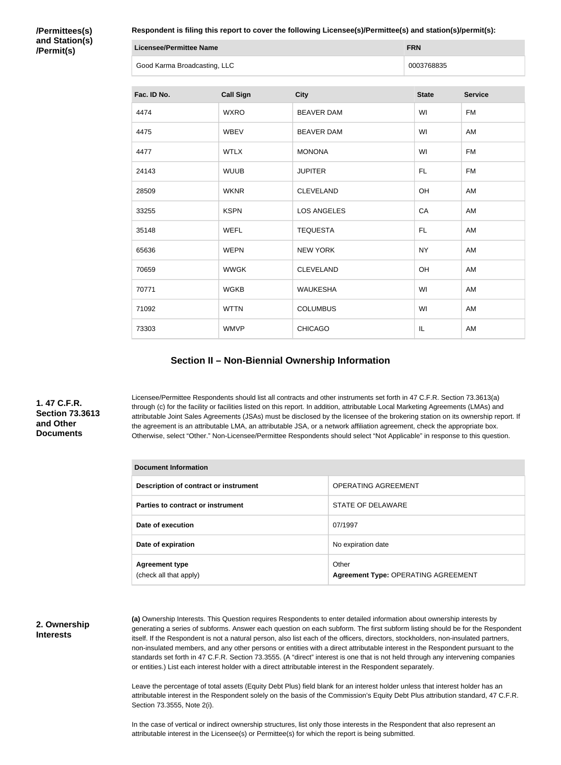**/Permittees(s) and Station(s) /Permit(s)**

**Respondent is filing this report to cover the following Licensee(s)/Permittee(s) and station(s)/permit(s):**

| Licensee/Permittee Name | FRN |
| --- | --- |
| Good Karma Broadcasting, LLC | 0003768835 |

| Fac. ID No. | Call Sign | City | State | Service |
| --- | --- | --- | --- | --- |
| 4474 | WXRO | BEAVER DAM | WI | FM |
| 4475 | WBEV | BEAVER DAM | WI | AM |
| 4477 | WTLX | MONONA | WI | FM |
| 24143 | WUUB | JUPITER | FL | FM |
| 28509 | WKNR | CLEVELAND | OH | AM |
| 33255 | KSPN | LOS ANGELES | CA | AM |
| 35148 | WEFL | TEQUESTA | FL | AM |
| 65636 | WEPN | NEW YORK | NY | AM |
| 70659 | WWGK | CLEVELAND | OH | AM |
| 70771 | WGKB | WAUKESHA | WI | AM |
| 71092 | WTTN | COLUMBUS | WI | AM |
| 73303 | WMVP | CHICAGO | IL | AM |

## Section II – Non-Biennial Ownership Information

**1. 47 C.F.R. Section 73.3613 and Other Documents**

Licensee/Permittee Respondents should list all contracts and other instruments set forth in 47 C.F.R. Section 73.3613(a) through (c) for the facility or facilities listed on this report. In addition, attributable Local Marketing Agreements (LMAs) and attributable Joint Sales Agreements (JSAs) must be disclosed by the licensee of the brokering station on its ownership report. If the agreement is an attributable LMA, an attributable JSA, or a network affiliation agreement, check the appropriate box. Otherwise, select "Other." Non-Licensee/Permittee Respondents should select "Not Applicable" in response to this question.

| Document Information | |
| --- | --- |
| Description of contract or instrument | OPERATING AGREEMENT |
| Parties to contract or instrument | STATE OF DELAWARE |
| Date of execution | 07/1997 |
| Date of expiration | No expiration date |
| Agreement type (check all that apply) | Other **Agreement Type:** OPERATING AGREEMENT |

**2. Ownership Interests**

**(a)** Ownership Interests. This Question requires Respondents to enter detailed information about ownership interests by generating a series of subforms. Answer each question on each subform. The first subform listing should be for the Respondent itself. If the Respondent is not a natural person, also list each of the officers, directors, stockholders, non-insulated partners, non-insulated members, and any other persons or entities with a direct attributable interest in the Respondent pursuant to the standards set forth in 47 C.F.R. Section 73.3555. (A "direct" interest is one that is not held through any intervening companies or entities.) List each interest holder with a direct attributable interest in the Respondent separately.

Leave the percentage of total assets (Equity Debt Plus) field blank for an interest holder unless that interest holder has an attributable interest in the Respondent solely on the basis of the Commission's Equity Debt Plus attribution standard, 47 C.F.R. Section 73.3555, Note 2(i).

In the case of vertical or indirect ownership structures, list only those interests in the Respondent that also represent an attributable interest in the Licensee(s) or Permittee(s) for which the report is being submitted.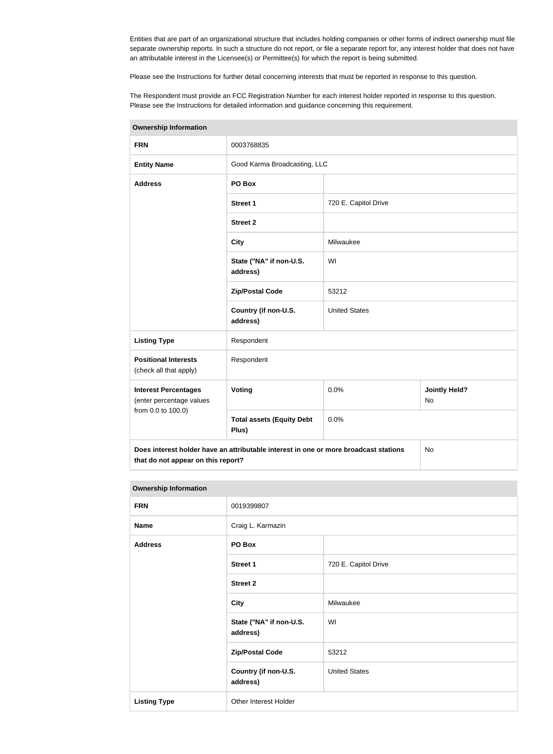Entities that are part of an organizational structure that includes holding companies or other forms of indirect ownership must file separate ownership reports. In such a structure do not report, or file a separate report for, any interest holder that does not have an attributable interest in the Licensee(s) or Permittee(s) for which the report is being submitted.

Please see the Instructions for further detail concerning interests that must be reported in response to this question.

The Respondent must provide an FCC Registration Number for each interest holder reported in response to this question. Please see the Instructions for detailed information and guidance concerning this requirement.

| **Ownership Information** | | | |
|---|---|---|---|
| **FRN** | 0003768835 | | |
| **Entity Name** | Good Karma Broadcasting, LLC | | |
| **Address** | **PO Box** | | |
| | **Street 1** | 720 E. Capitol Drive | |
| | **Street 2** | | |
| | **City** | Milwaukee | |
| | **State ("NA" if non-U.S. address)** | WI | |
| | **Zip/Postal Code** | 53212 | |
| | **Country (if non-U.S. address)** | United States | |
| **Listing Type** | Respondent | | |
| **Positional Interests** (check all that apply) | Respondent | | |
| **Interest Percentages** (enter percentage values from 0.0 to 100.0) | **Voting** | 0.0% | **Jointly Held?** No |
| | **Total assets (Equity Debt Plus)** | 0.0% | |
| **Does interest holder have an attributable interest in one or more broadcast stations that do not appear on this report?** | | | No |

| **Ownership Information** | | |
|---|---|---|
| **FRN** | 0019399807 | |
| **Name** | Craig L. Karmazin | |
| **Address** | **PO Box** | |
| | **Street 1** | 720 E. Capitol Drive |
| | **Street 2** | |
| | **City** | Milwaukee |
| | **State ("NA" if non-U.S. address)** | WI |
| | **Zip/Postal Code** | 53212 |
| | **Country (if non-U.S. address)** | United States |
| **Listing Type** | Other Interest Holder | |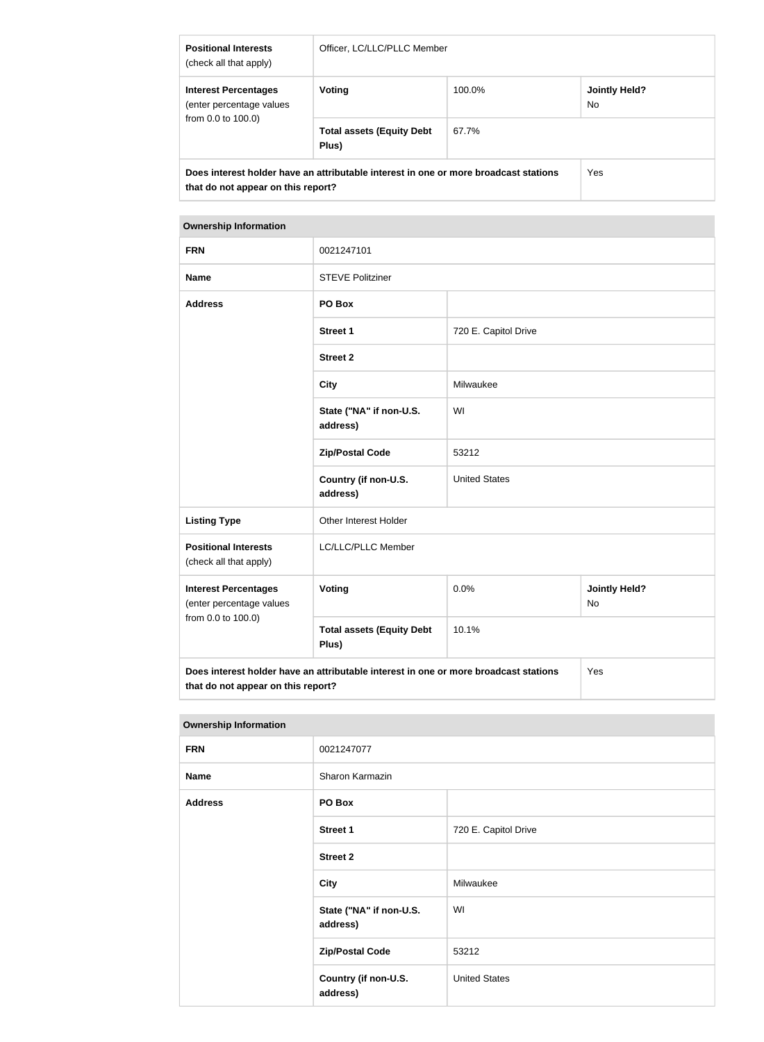| | | | |
|---|---|---|---|
| **Positional Interests** (check all that apply) | Officer, LC/LLC/PLLC Member | | |
| **Interest Percentages** (enter percentage values from 0.0 to 100.0) | **Voting** | 100.0% | **Jointly Held?** No |
| | **Total assets (Equity Debt Plus)** | 67.7% | |
| **Does interest holder have an attributable interest in one or more broadcast stations that do not appear on this report?** | | | Yes |

| **Ownership Information** | | | |
|---|---|---|---|
| **FRN** | 0021247101 | | |
| **Name** | STEVE Politziner | | |
| **Address** | **PO Box** | | |
| | **Street 1** | 720 E. Capitol Drive | |
| | **Street 2** | | |
| | **City** | Milwaukee | |
| | **State ("NA" if non-U.S. address)** | WI | |
| | **Zip/Postal Code** | 53212 | |
| | **Country (if non-U.S. address)** | United States | |
| **Listing Type** | Other Interest Holder | | |
| **Positional Interests** (check all that apply) | LC/LLC/PLLC Member | | |
| **Interest Percentages** (enter percentage values from 0.0 to 100.0) | **Voting** | 0.0% | **Jointly Held?** No |
| | **Total assets (Equity Debt Plus)** | 10.1% | |
| **Does interest holder have an attributable interest in one or more broadcast stations that do not appear on this report?** | | | Yes |

| **Ownership Information** | | |
|---|---|---|
| **FRN** | 0021247077 | |
| **Name** | Sharon Karmazin | |
| **Address** | **PO Box** | |
| | **Street 1** | 720 E. Capitol Drive |
| | **Street 2** | |
| | **City** | Milwaukee |
| | **State ("NA" if non-U.S. address)** | WI |
| | **Zip/Postal Code** | 53212 |
| | **Country (if non-U.S. address)** | United States |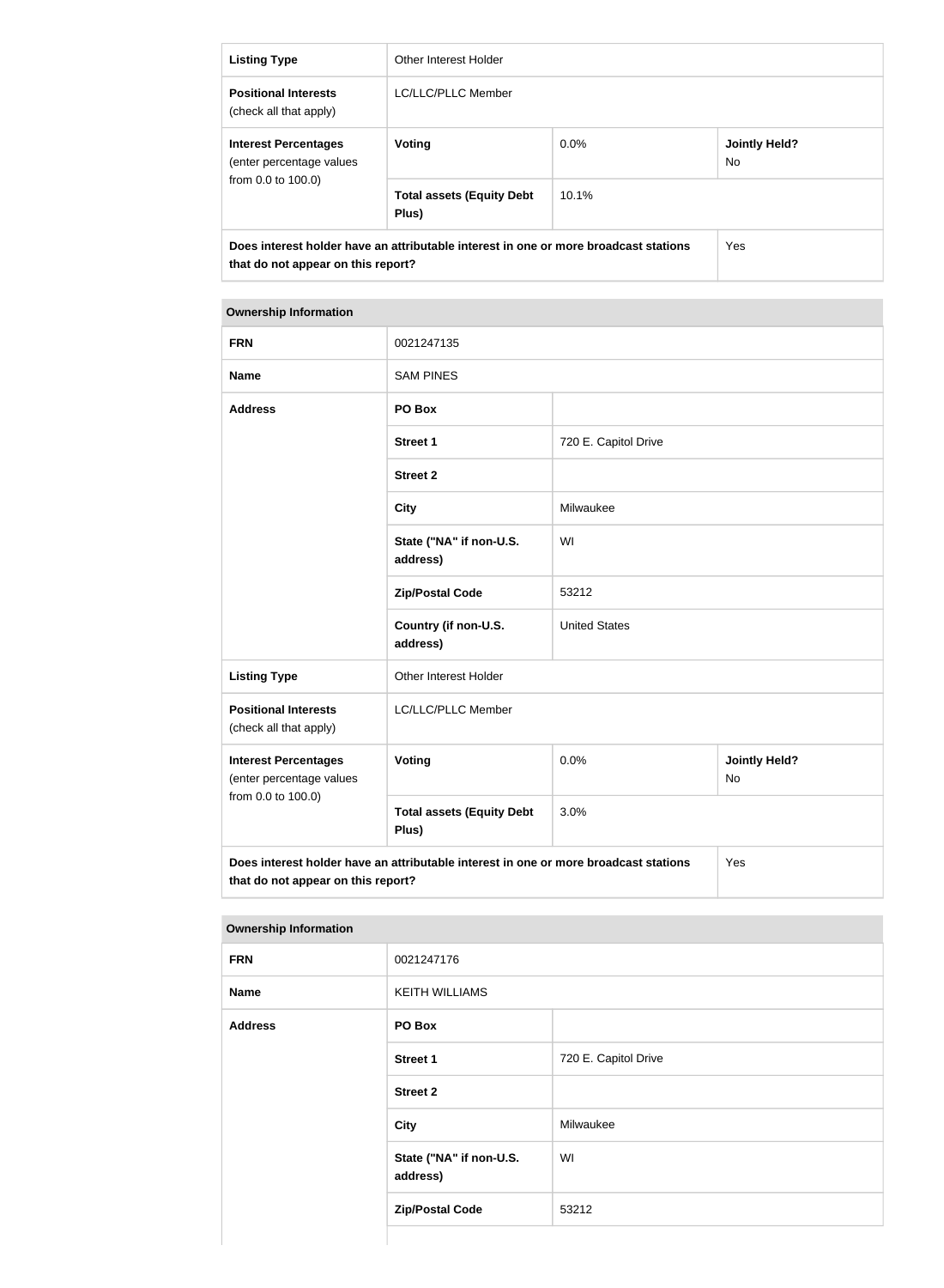| Listing Type | Other Interest Holder | | |
|---|---|---|---|
| **Positional Interests** (check all that apply) | LC/LLC/PLLC Member | | |
| **Interest Percentages** (enter percentage values from 0.0 to 100.0) | **Voting** | 0.0% | **Jointly Held?** No |
| | **Total assets (Equity Debt Plus)** | 10.1% | |
| **Does interest holder have an attributable interest in one or more broadcast stations that do not appear on this report?** | | | Yes |

| Ownership Information | | | |
|---|---|---|---|
| **FRN** | 0021247135 | | |
| **Name** | SAM PINES | | |
| **Address** | **PO Box** | | |
| | **Street 1** | 720 E. Capitol Drive | |
| | **Street 2** | | |
| | **City** | Milwaukee | |
| | **State ("NA" if non-U.S. address)** | WI | |
| | **Zip/Postal Code** | 53212 | |
| | **Country (if non-U.S. address)** | United States | |
| **Listing Type** | Other Interest Holder | | |
| **Positional Interests** (check all that apply) | LC/LLC/PLLC Member | | |
| **Interest Percentages** (enter percentage values from 0.0 to 100.0) | **Voting** | 0.0% | **Jointly Held?** No |
| | **Total assets (Equity Debt Plus)** | 3.0% | |
| **Does interest holder have an attributable interest in one or more broadcast stations that do not appear on this report?** | | | Yes |

| Ownership Information | | |
|---|---|---|
| **FRN** | 0021247176 | |
| **Name** | KEITH WILLIAMS | |
| **Address** | **PO Box** | |
| | **Street 1** | 720 E. Capitol Drive |
| | **Street 2** | |
| | **City** | Milwaukee |
| | **State ("NA" if non-U.S. address)** | WI |
| | **Zip/Postal Code** | 53212 |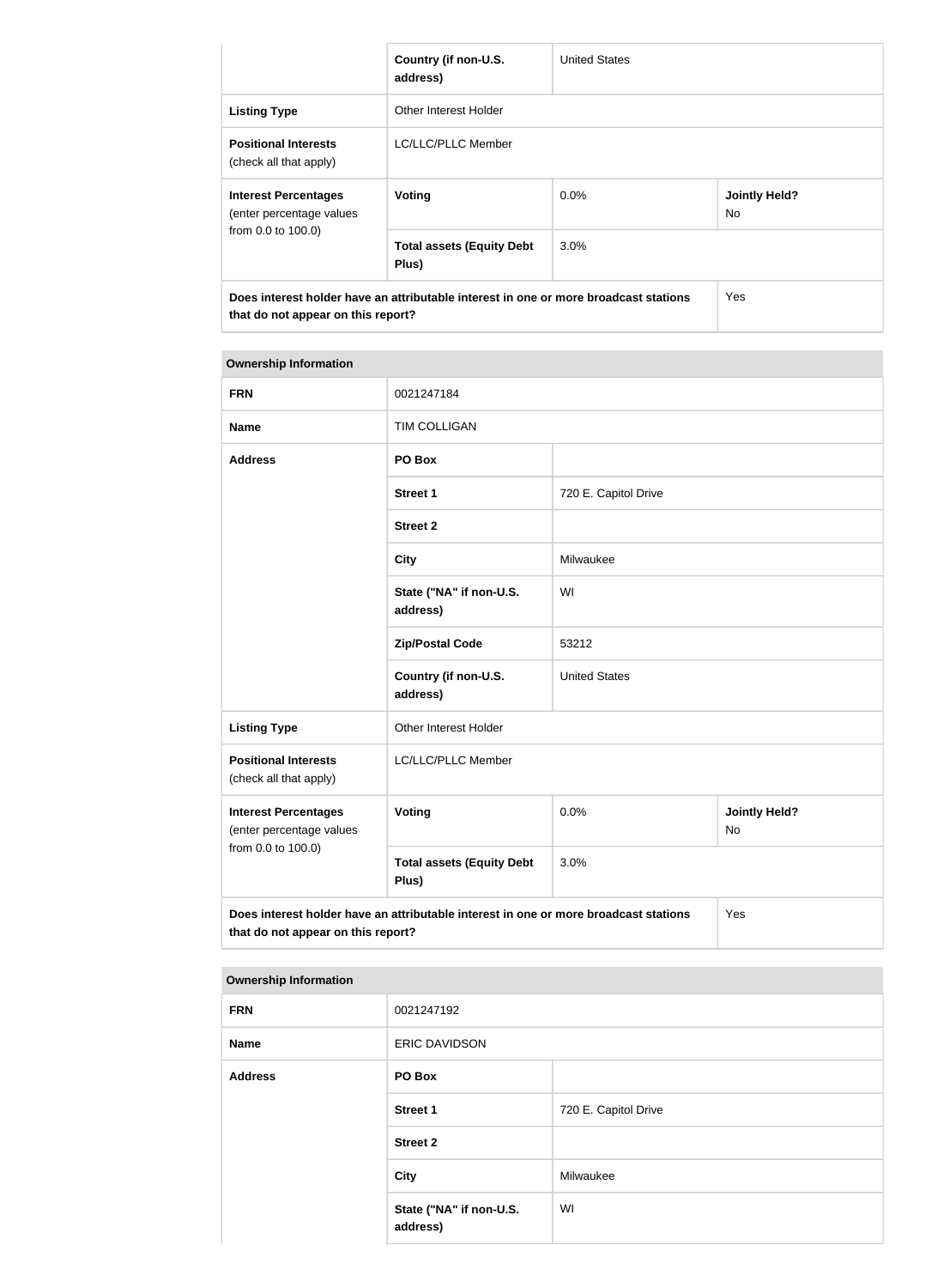| | | | |
|---|---|---|---|
| | Country (if non-U.S. address) | United States | |
| **Listing Type** | Other Interest Holder | | |
| **Positional Interests** (check all that apply) | LC/LLC/PLLC Member | | |
| **Interest Percentages** (enter percentage values from 0.0 to 100.0) | **Voting** | 0.0% | **Jointly Held?** No |
| | **Total assets (Equity Debt Plus)** | 3.0% | |
| **Does interest holder have an attributable interest in one or more broadcast stations that do not appear on this report?** | | | Yes |

| **Ownership Information** | | | |
|---|---|---|---|
| **FRN** | 0021247184 | | |
| **Name** | TIM COLLIGAN | | |
| **Address** | **PO Box** | | |
| | **Street 1** | 720 E. Capitol Drive | |
| | **Street 2** | | |
| | **City** | Milwaukee | |
| | **State ("NA" if non-U.S. address)** | WI | |
| | **Zip/Postal Code** | 53212 | |
| | **Country (if non-U.S. address)** | United States | |
| **Listing Type** | Other Interest Holder | | |
| **Positional Interests** (check all that apply) | LC/LLC/PLLC Member | | |
| **Interest Percentages** (enter percentage values from 0.0 to 100.0) | **Voting** | 0.0% | **Jointly Held?** No |
| | **Total assets (Equity Debt Plus)** | 3.0% | |
| **Does interest holder have an attributable interest in one or more broadcast stations that do not appear on this report?** | | | Yes |

| **Ownership Information** | | |
|---|---|---|
| **FRN** | 0021247192 | |
| **Name** | ERIC DAVIDSON | |
| **Address** | **PO Box** | |
| | **Street 1** | 720 E. Capitol Drive |
| | **Street 2** | |
| | **City** | Milwaukee |
| | **State ("NA" if non-U.S. address)** | WI |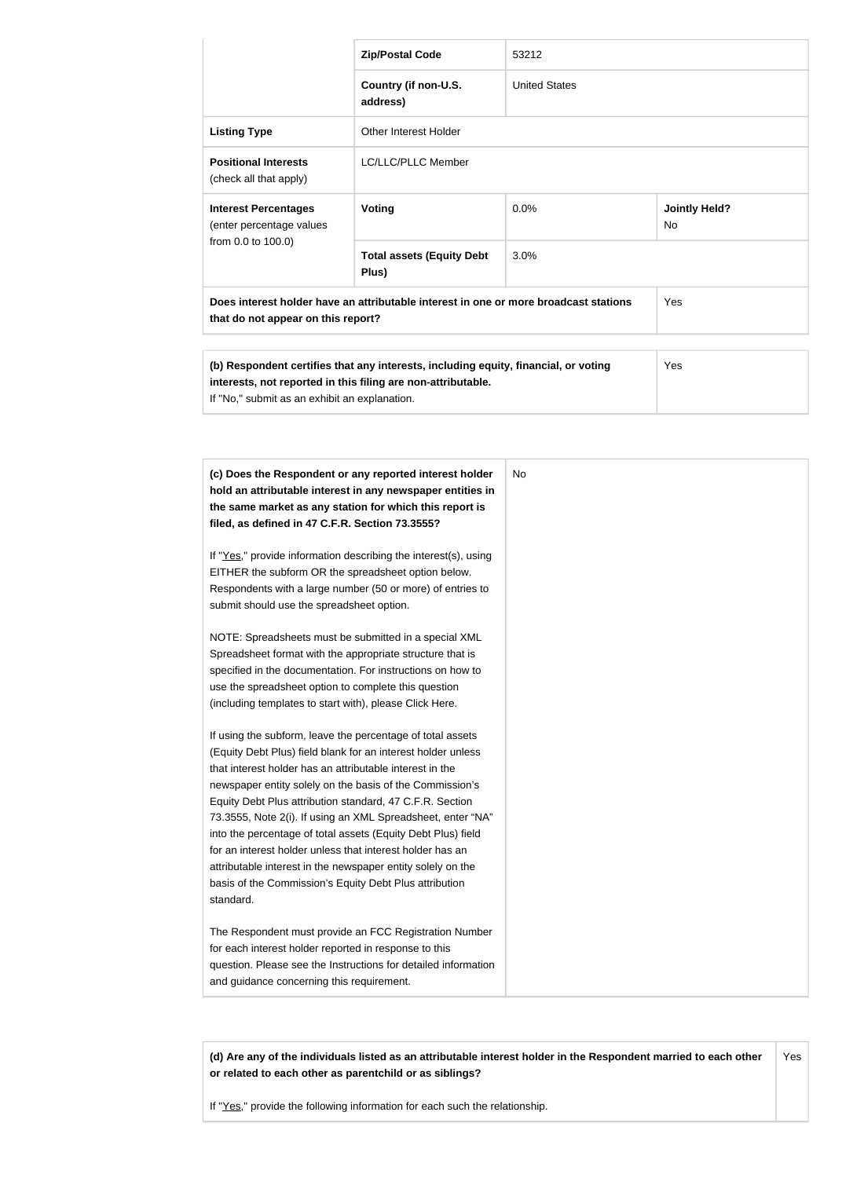| | | | |
|---|---|---|---|
| | **Zip/Postal Code** | 53212 | |
| | **Country (if non-U.S. address)** | United States | |
| **Listing Type** | Other Interest Holder | | |
| **Positional Interests** (check all that apply) | LC/LLC/PLLC Member | | |
| **Interest Percentages** (enter percentage values from 0.0 to 100.0) | **Voting** | 0.0% | **Jointly Held?** No |
| | **Total assets (Equity Debt Plus)** | 3.0% | |
| **Does interest holder have an attributable interest in one or more broadcast stations that do not appear on this report?** | | | Yes |

| | |
|---|---|
| **(b) Respondent certifies that any interests, including equity, financial, or voting interests, not reported in this filing are non-attributable.** If "No," submit as an exhibit an explanation. | Yes |

| | |
|---|---|
| **(c) Does the Respondent or any reported interest holder hold an attributable interest in any newspaper entities in the same market as any station for which this report is filed, as defined in 47 C.F.R. Section 73.3555?**<br><br>If "Yes," provide information describing the interest(s), using EITHER the subform OR the spreadsheet option below. Respondents with a large number (50 or more) of entries to submit should use the spreadsheet option.<br><br>NOTE: Spreadsheets must be submitted in a special XML Spreadsheet format with the appropriate structure that is specified in the documentation. For instructions on how to use the spreadsheet option to complete this question (including templates to start with), please Click Here.<br><br>If using the subform, leave the percentage of total assets (Equity Debt Plus) field blank for an interest holder unless that interest holder has an attributable interest in the newspaper entity solely on the basis of the Commission's Equity Debt Plus attribution standard, 47 C.F.R. Section 73.3555, Note 2(i). If using an XML Spreadsheet, enter "NA" into the percentage of total assets (Equity Debt Plus) field for an interest holder unless that interest holder has an attributable interest in the newspaper entity solely on the basis of the Commission's Equity Debt Plus attribution standard.<br><br>The Respondent must provide an FCC Registration Number for each interest holder reported in response to this question. Please see the Instructions for detailed information and guidance concerning this requirement. | No |

| | |
|---|---|
| **(d) Are any of the individuals listed as an attributable interest holder in the Respondent married to each other or related to each other as parentchild or as siblings?**<br><br>If "Yes," provide the following information for each such the relationship. | Yes |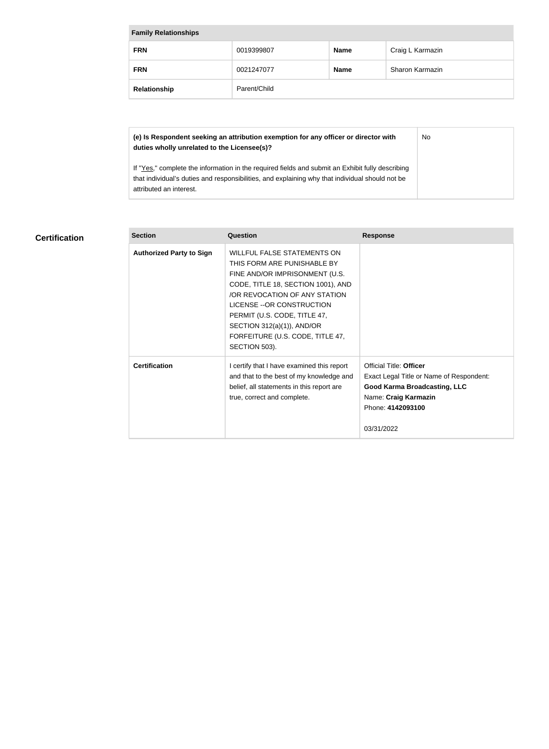| Family Relationships | | | |
| --- | --- | --- | --- |
| **FRN** | 0019399807 | **Name** | Craig L Karmazin |
| **FRN** | 0021247077 | **Name** | Sharon Karmazin |
| **Relationship** | Parent/Child | | |

| | |
| --- | --- |
| **(e) Is Respondent seeking an attribution exemption for any officer or director with duties wholly unrelated to the Licensee(s)?**<br><br>If "Yes," complete the information in the required fields and submit an Exhibit fully describing that individual's duties and responsibilities, and explaining why that individual should not be attributed an interest. | No |

## Certification

| Section | Question | Response |
| --- | --- | --- |
| **Authorized Party to Sign** | WILLFUL FALSE STATEMENTS ON THIS FORM ARE PUNISHABLE BY FINE AND/OR IMPRISONMENT (U.S. CODE, TITLE 18, SECTION 1001), AND /OR REVOCATION OF ANY STATION LICENSE --OR CONSTRUCTION PERMIT (U.S. CODE, TITLE 47, SECTION 312(a)(1)), AND/OR FORFEITURE (U.S. CODE, TITLE 47, SECTION 503). | |
| **Certification** | I certify that I have examined this report and that to the best of my knowledge and belief, all statements in this report are true, correct and complete. | Official Title: **Officer**<br>Exact Legal Title or Name of Respondent: **Good Karma Broadcasting, LLC**<br>Name: **Craig Karmazin**<br>Phone: **4142093100**<br><br>03/31/2022 |